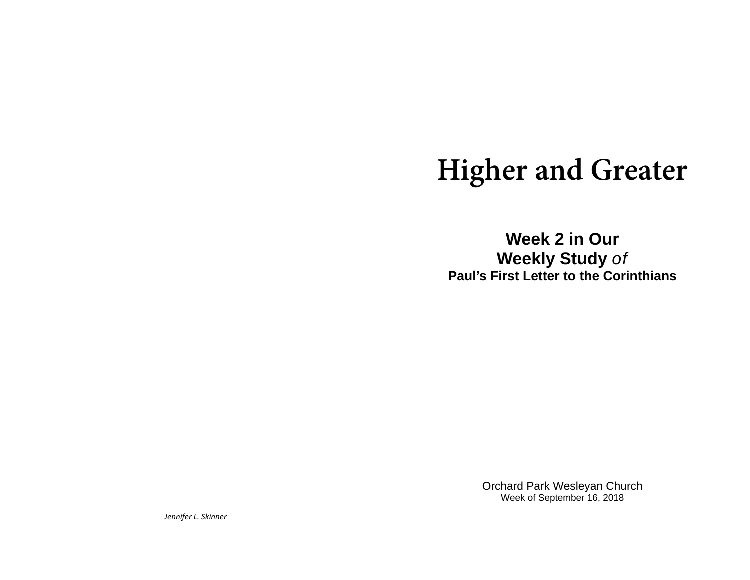# Higher and Greater

**Week 2 in Our**
**Weekly Study** *of*
**Paul's First Letter to the Corinthians**

Orchard Park Wesleyan Church
Week of September 16, 2018

*Jennifer L. Skinner*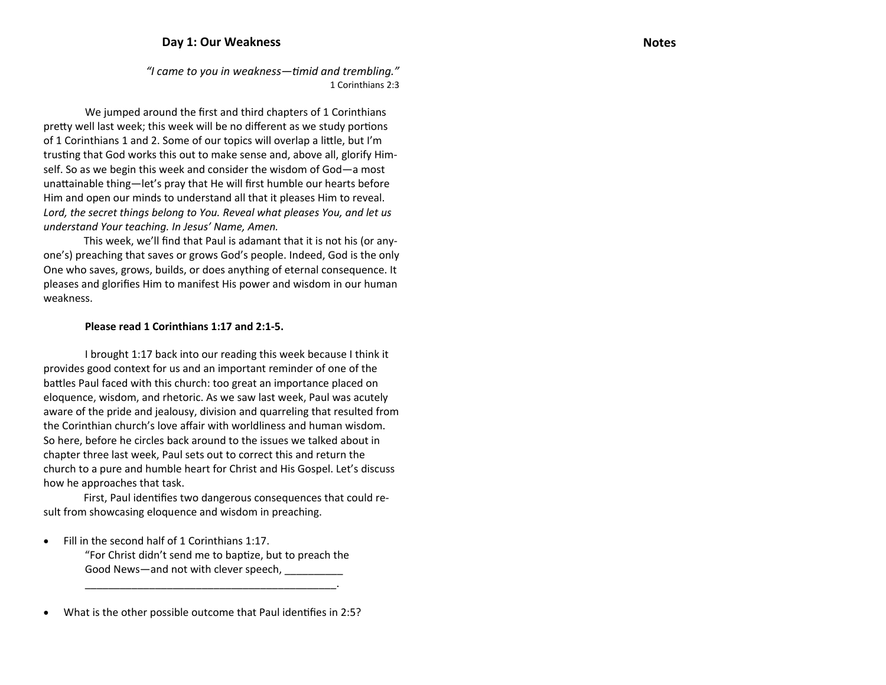## Day 1: Our Weakness

*"I came to you in weakness—timid and trembling."*
1 Corinthians 2:3

We jumped around the first and third chapters of 1 Corinthians pretty well last week; this week will be no different as we study portions of 1 Corinthians 1 and 2. Some of our topics will overlap a little, but I'm trusting that God works this out to make sense and, above all, glorify Himself. So as we begin this week and consider the wisdom of God—a most unattainable thing—let's pray that He will first humble our hearts before Him and open our minds to understand all that it pleases Him to reveal. *Lord, the secret things belong to You. Reveal what pleases You, and let us understand Your teaching. In Jesus' Name, Amen.*

This week, we'll find that Paul is adamant that it is not his (or anyone's) preaching that saves or grows God's people. Indeed, God is the only One who saves, grows, builds, or does anything of eternal consequence. It pleases and glorifies Him to manifest His power and wisdom in our human weakness.

**Please read 1 Corinthians 1:17 and 2:1-5.**

I brought 1:17 back into our reading this week because I think it provides good context for us and an important reminder of one of the battles Paul faced with this church: too great an importance placed on eloquence, wisdom, and rhetoric. As we saw last week, Paul was acutely aware of the pride and jealousy, division and quarreling that resulted from the Corinthian church's love affair with worldliness and human wisdom. So here, before he circles back around to the issues we talked about in chapter three last week, Paul sets out to correct this and return the church to a pure and humble heart for Christ and His Gospel. Let's discuss how he approaches that task.

First, Paul identifies two dangerous consequences that could result from showcasing eloquence and wisdom in preaching.

- Fill in the second half of 1 Corinthians 1:17.
  "For Christ didn't send me to baptize, but to preach the Good News—and not with clever speech, __________
  ____________________________________________."

- What is the other possible outcome that Paul identifies in 2:5?

## Notes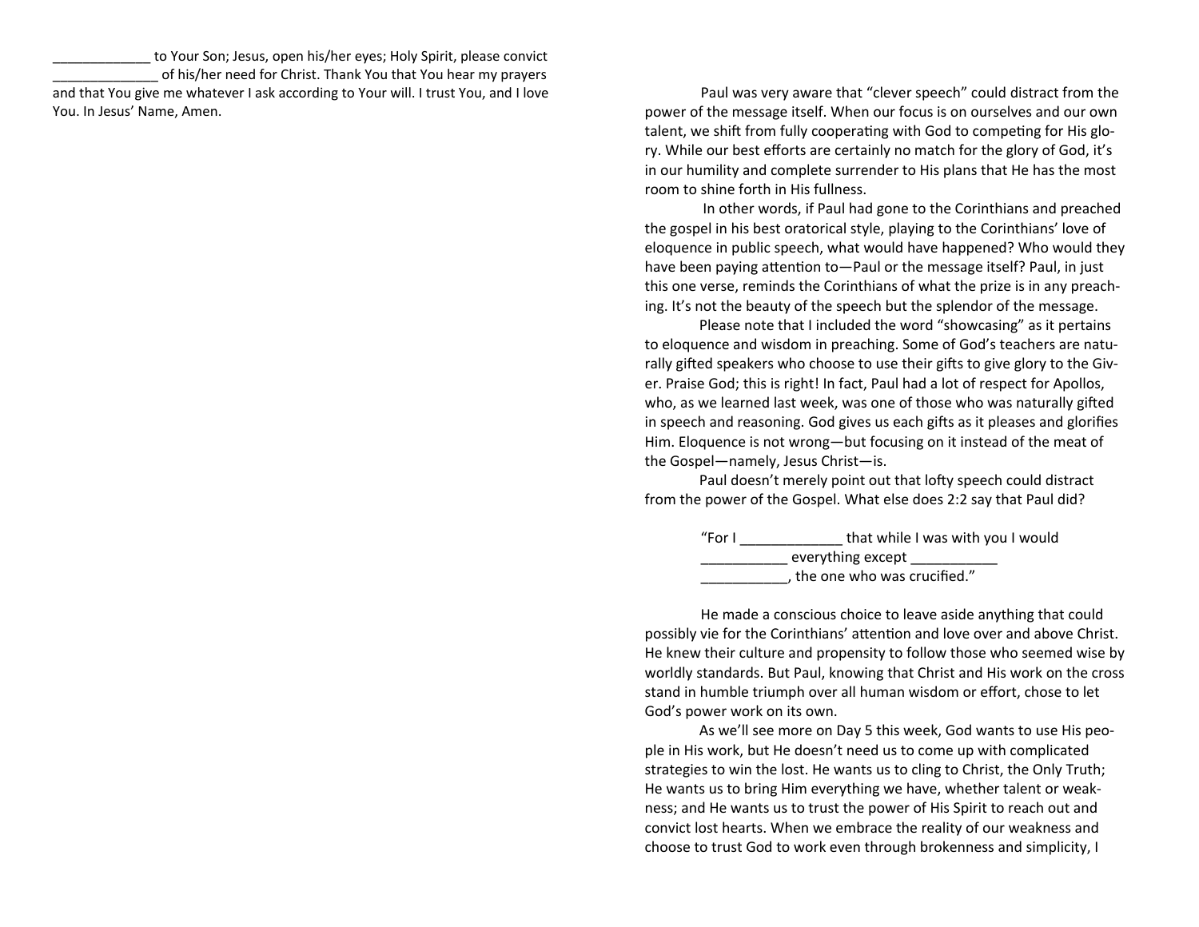_____________ to Your Son; Jesus, open his/her eyes; Holy Spirit, please convict ______________ of his/her need for Christ. Thank You that You hear my prayers and that You give me whatever I ask according to Your will. I trust You, and I love You. In Jesus' Name, Amen.

Paul was very aware that "clever speech" could distract from the power of the message itself. When our focus is on ourselves and our own talent, we shift from fully cooperating with God to competing for His glory. While our best efforts are certainly no match for the glory of God, it's in our humility and complete surrender to His plans that He has the most room to shine forth in His fullness.

In other words, if Paul had gone to the Corinthians and preached the gospel in his best oratorical style, playing to the Corinthians' love of eloquence in public speech, what would have happened? Who would they have been paying attention to—Paul or the message itself? Paul, in just this one verse, reminds the Corinthians of what the prize is in any preaching. It's not the beauty of the speech but the splendor of the message.

Please note that I included the word "showcasing" as it pertains to eloquence and wisdom in preaching. Some of God's teachers are naturally gifted speakers who choose to use their gifts to give glory to the Giver. Praise God; this is right! In fact, Paul had a lot of respect for Apollos, who, as we learned last week, was one of those who was naturally gifted in speech and reasoning. God gives us each gifts as it pleases and glorifies Him. Eloquence is not wrong—but focusing on it instead of the meat of the Gospel—namely, Jesus Christ—is.

Paul doesn't merely point out that lofty speech could distract from the power of the Gospel. What else does 2:2 say that Paul did?

> "For I _____________ that while I was with you I would ___________ everything except ___________ ___________, the one who was crucified."

He made a conscious choice to leave aside anything that could possibly vie for the Corinthians' attention and love over and above Christ. He knew their culture and propensity to follow those who seemed wise by worldly standards. But Paul, knowing that Christ and His work on the cross stand in humble triumph over all human wisdom or effort, chose to let God's power work on its own.

As we'll see more on Day 5 this week, God wants to use His people in His work, but He doesn't need us to come up with complicated strategies to win the lost. He wants us to cling to Christ, the Only Truth; He wants us to bring Him everything we have, whether talent or weakness; and He wants us to trust the power of His Spirit to reach out and convict lost hearts. When we embrace the reality of our weakness and choose to trust God to work even through brokenness and simplicity, I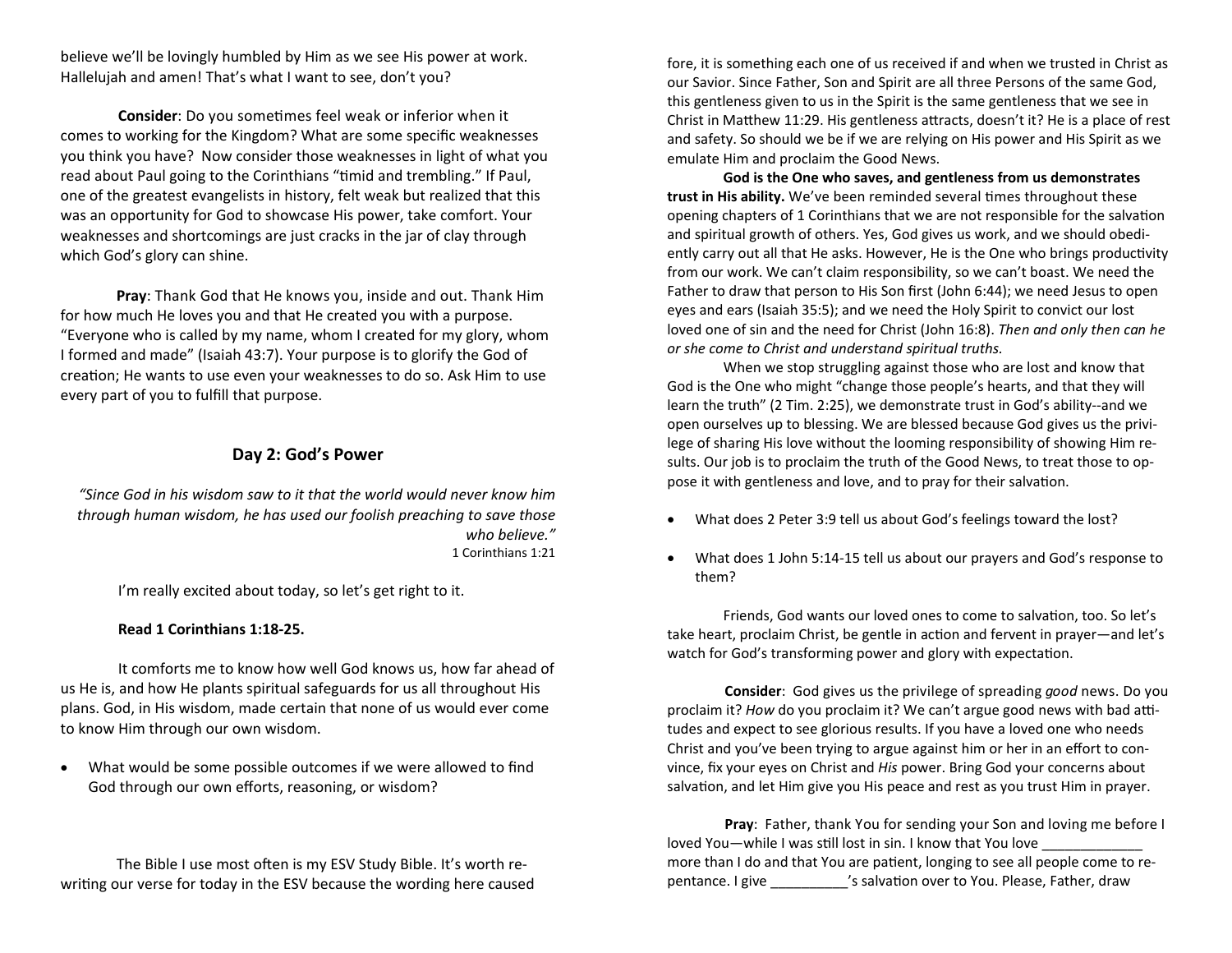believe we'll be lovingly humbled by Him as we see His power at work. Hallelujah and amen! That's what I want to see, don't you?

**Consider**: Do you sometimes feel weak or inferior when it comes to working for the Kingdom? What are some specific weaknesses you think you have? Now consider those weaknesses in light of what you read about Paul going to the Corinthians "timid and trembling." If Paul, one of the greatest evangelists in history, felt weak but realized that this was an opportunity for God to showcase His power, take comfort. Your weaknesses and shortcomings are just cracks in the jar of clay through which God's glory can shine.

**Pray**: Thank God that He knows you, inside and out. Thank Him for how much He loves you and that He created you with a purpose. "Everyone who is called by my name, whom I created for my glory, whom I formed and made" (Isaiah 43:7). Your purpose is to glorify the God of creation; He wants to use even your weaknesses to do so. Ask Him to use every part of you to fulfill that purpose.

## Day 2: God's Power

*"Since God in his wisdom saw to it that the world would never know him through human wisdom, he has used our foolish preaching to save those who believe."*
1 Corinthians 1:21

I'm really excited about today, so let's get right to it.

**Read 1 Corinthians 1:18-25.**

It comforts me to know how well God knows us, how far ahead of us He is, and how He plants spiritual safeguards for us all throughout His plans. God, in His wisdom, made certain that none of us would ever come to know Him through our own wisdom.

- What would be some possible outcomes if we were allowed to find God through our own efforts, reasoning, or wisdom?

The Bible I use most often is my ESV Study Bible. It's worth rewriting our verse for today in the ESV because the wording here caused fore, it is something each one of us received if and when we trusted in Christ as our Savior. Since Father, Son and Spirit are all three Persons of the same God, this gentleness given to us in the Spirit is the same gentleness that we see in Christ in Matthew 11:29. His gentleness attracts, doesn't it? He is a place of rest and safety. So should we be if we are relying on His power and His Spirit as we emulate Him and proclaim the Good News.

**God is the One who saves, and gentleness from us demonstrates trust in His ability.** We've been reminded several times throughout these opening chapters of 1 Corinthians that we are not responsible for the salvation and spiritual growth of others. Yes, God gives us work, and we should obediently carry out all that He asks. However, He is the One who brings productivity from our work. We can't claim responsibility, so we can't boast. We need the Father to draw that person to His Son first (John 6:44); we need Jesus to open eyes and ears (Isaiah 35:5); and we need the Holy Spirit to convict our lost loved one of sin and the need for Christ (John 16:8). *Then and only then can he or she come to Christ and understand spiritual truths.*

When we stop struggling against those who are lost and know that God is the One who might "change those people's hearts, and that they will learn the truth" (2 Tim. 2:25), we demonstrate trust in God's ability--and we open ourselves up to blessing. We are blessed because God gives us the privilege of sharing His love without the looming responsibility of showing Him results. Our job is to proclaim the truth of the Good News, to treat those to oppose it with gentleness and love, and to pray for their salvation.

- What does 2 Peter 3:9 tell us about God's feelings toward the lost?
- What does 1 John 5:14-15 tell us about our prayers and God's response to them?

Friends, God wants our loved ones to come to salvation, too. So let's take heart, proclaim Christ, be gentle in action and fervent in prayer—and let's watch for God's transforming power and glory with expectation.

**Consider**: God gives us the privilege of spreading *good* news. Do you proclaim it? *How* do you proclaim it? We can't argue good news with bad attitudes and expect to see glorious results. If you have a loved one who needs Christ and you've been trying to argue against him or her in an effort to convince, fix your eyes on Christ and *His* power. Bring God your concerns about salvation, and let Him give you His peace and rest as you trust Him in prayer.

**Pray**: Father, thank You for sending your Son and loving me before I loved You—while I was still lost in sin. I know that You love _____________ more than I do and that You are patient, longing to see all people come to repentance. I give __________'s salvation over to You. Please, Father, draw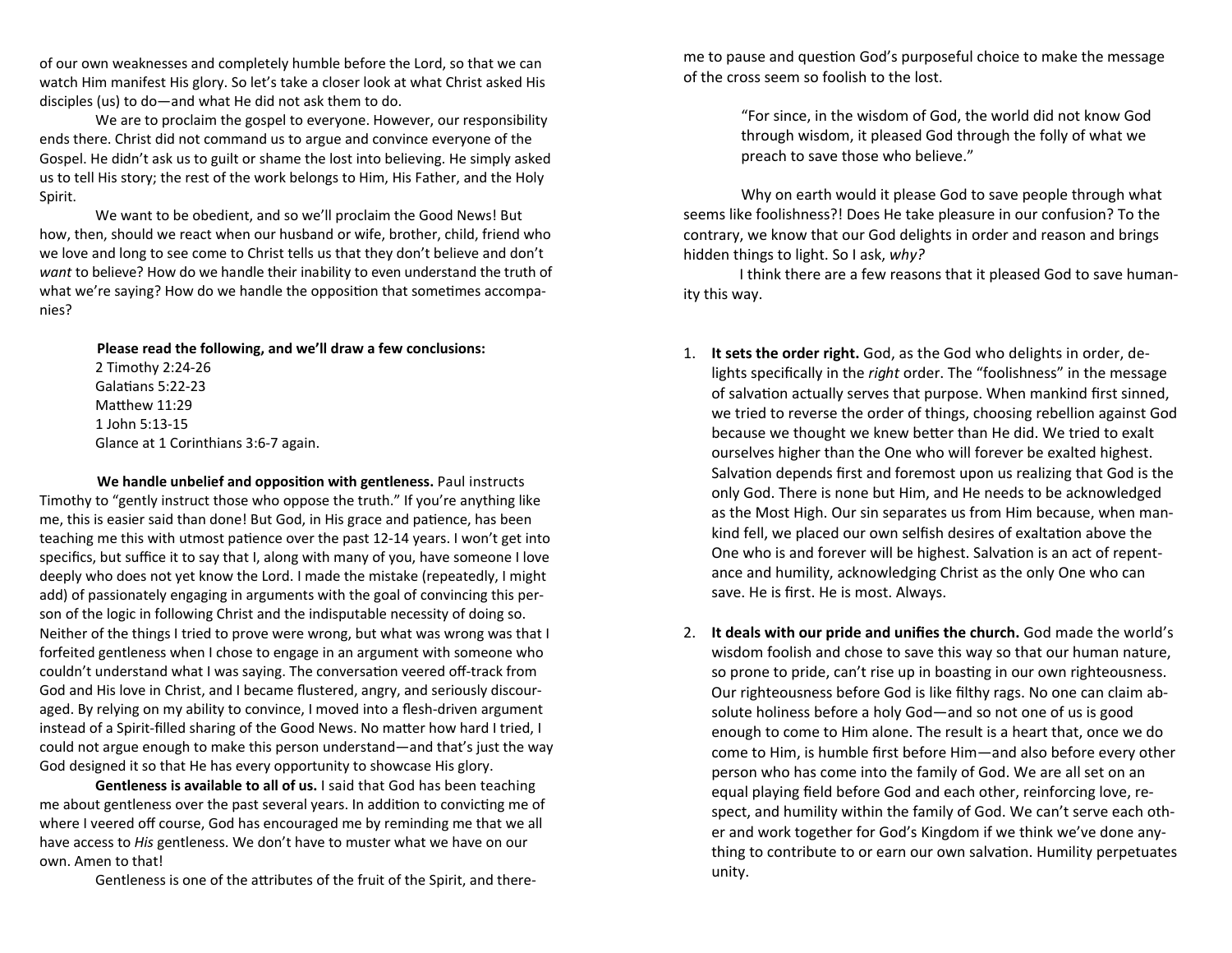of our own weaknesses and completely humble before the Lord, so that we can watch Him manifest His glory. So let's take a closer look at what Christ asked His disciples (us) to do—and what He did not ask them to do.

We are to proclaim the gospel to everyone. However, our responsibility ends there. Christ did not command us to argue and convince everyone of the Gospel. He didn't ask us to guilt or shame the lost into believing. He simply asked us to tell His story; the rest of the work belongs to Him, His Father, and the Holy Spirit.

We want to be obedient, and so we'll proclaim the Good News! But how, then, should we react when our husband or wife, brother, child, friend who we love and long to see come to Christ tells us that they don't believe and don't *want* to believe? How do we handle their inability to even understand the truth of what we're saying? How do we handle the opposition that sometimes accompanies?

**Please read the following, and we'll draw a few conclusions:**

2 Timothy 2:24-26
Galatians 5:22-23
Matthew 11:29
1 John 5:13-15
Glance at 1 Corinthians 3:6-7 again.

**We handle unbelief and opposition with gentleness.** Paul instructs Timothy to "gently instruct those who oppose the truth." If you're anything like me, this is easier said than done! But God, in His grace and patience, has been teaching me this with utmost patience over the past 12-14 years. I won't get into specifics, but suffice it to say that I, along with many of you, have someone I love deeply who does not yet know the Lord. I made the mistake (repeatedly, I might add) of passionately engaging in arguments with the goal of convincing this person of the logic in following Christ and the indisputable necessity of doing so. Neither of the things I tried to prove were wrong, but what was wrong was that I forfeited gentleness when I chose to engage in an argument with someone who couldn't understand what I was saying. The conversation veered off-track from God and His love in Christ, and I became flustered, angry, and seriously discouraged. By relying on my ability to convince, I moved into a flesh-driven argument instead of a Spirit-filled sharing of the Good News. No matter how hard I tried, I could not argue enough to make this person understand—and that's just the way God designed it so that He has every opportunity to showcase His glory.

**Gentleness is available to all of us.** I said that God has been teaching me about gentleness over the past several years. In addition to convicting me of where I veered off course, God has encouraged me by reminding me that we all have access to *His* gentleness. We don't have to muster what we have on our own. Amen to that!

Gentleness is one of the attributes of the fruit of the Spirit, and there-me to pause and question God's purposeful choice to make the message of the cross seem so foolish to the lost.

> "For since, in the wisdom of God, the world did not know God through wisdom, it pleased God through the folly of what we preach to save those who believe."

Why on earth would it please God to save people through what seems like foolishness?! Does He take pleasure in our confusion? To the contrary, we know that our God delights in order and reason and brings hidden things to light. So I ask, *why?*

I think there are a few reasons that it pleased God to save humanity this way.

1. **It sets the order right.** God, as the God who delights in order, delights specifically in the *right* order. The "foolishness" in the message of salvation actually serves that purpose. When mankind first sinned, we tried to reverse the order of things, choosing rebellion against God because we thought we knew better than He did. We tried to exalt ourselves higher than the One who will forever be exalted highest. Salvation depends first and foremost upon us realizing that God is the only God. There is none but Him, and He needs to be acknowledged as the Most High. Our sin separates us from Him because, when mankind fell, we placed our own selfish desires of exaltation above the One who is and forever will be highest. Salvation is an act of repentance and humility, acknowledging Christ as the only One who can save. He is first. He is most. Always.

2. **It deals with our pride and unifies the church.** God made the world's wisdom foolish and chose to save this way so that our human nature, so prone to pride, can't rise up in boasting in our own righteousness. Our righteousness before God is like filthy rags. No one can claim absolute holiness before a holy God—and so not one of us is good enough to come to Him alone. The result is a heart that, once we do come to Him, is humble first before Him—and also before every other person who has come into the family of God. We are all set on an equal playing field before God and each other, reinforcing love, respect, and humility within the family of God. We can't serve each other and work together for God's Kingdom if we think we've done anything to contribute to or earn our own salvation. Humility perpetuates unity.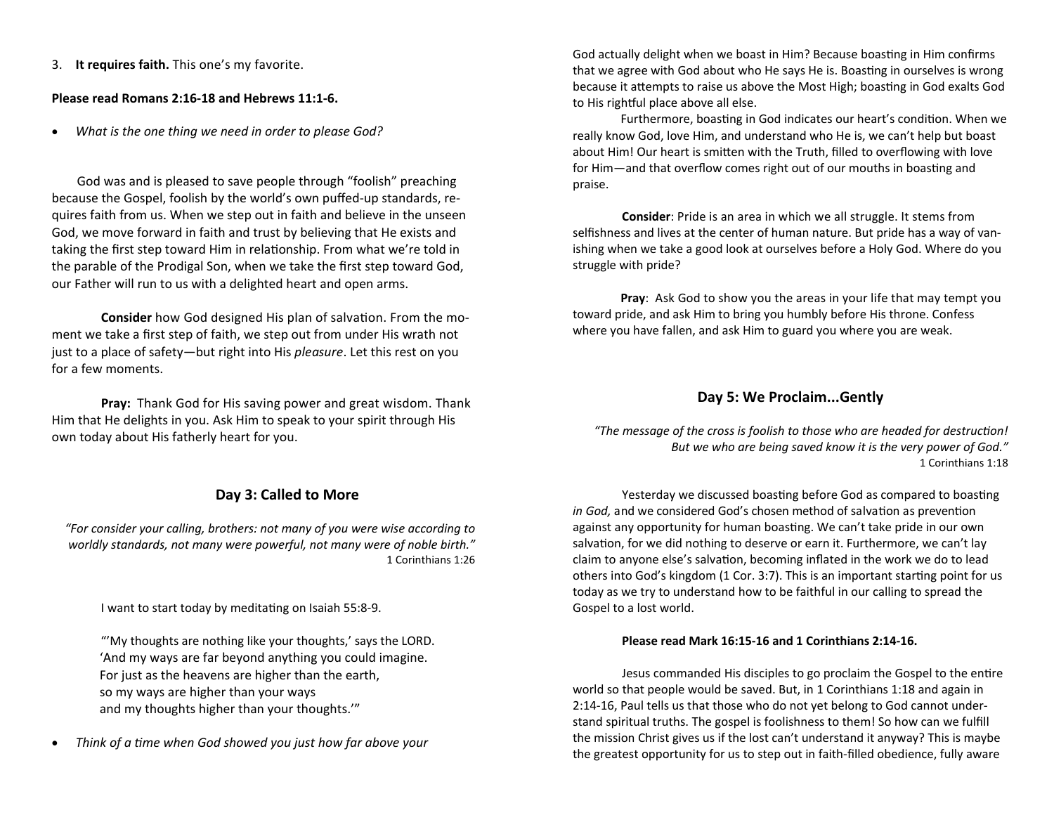3. **It requires faith.** This one's my favorite.

**Please read Romans 2:16-18 and Hebrews 11:1-6.**

- *What is the one thing we need in order to please God?*

God was and is pleased to save people through "foolish" preaching because the Gospel, foolish by the world's own puffed-up standards, requires faith from us. When we step out in faith and believe in the unseen God, we move forward in faith and trust by believing that He exists and taking the first step toward Him in relationship. From what we're told in the parable of the Prodigal Son, when we take the first step toward God, our Father will run to us with a delighted heart and open arms.

**Consider** how God designed His plan of salvation. From the moment we take a first step of faith, we step out from under His wrath not just to a place of safety—but right into His *pleasure*. Let this rest on you for a few moments.

**Pray:** Thank God for His saving power and great wisdom. Thank Him that He delights in you. Ask Him to speak to your spirit through His own today about His fatherly heart for you.

## Day 3: Called to More

*"For consider your calling, brothers: not many of you were wise according to worldly standards, not many were powerful, not many were of noble birth."*
1 Corinthians 1:26

I want to start today by meditating on Isaiah 55:8-9.

"'My thoughts are nothing like your thoughts,' says the LORD.
'And my ways are far beyond anything you could imagine.
For just as the heavens are higher than the earth,
so my ways are higher than your ways
and my thoughts higher than your thoughts.'"

- *Think of a time when God showed you just how far above your*

God actually delight when we boast in Him? Because boasting in Him confirms that we agree with God about who He says He is. Boasting in ourselves is wrong because it attempts to raise us above the Most High; boasting in God exalts God to His rightful place above all else.

Furthermore, boasting in God indicates our heart's condition. When we really know God, love Him, and understand who He is, we can't help but boast about Him! Our heart is smitten with the Truth, filled to overflowing with love for Him—and that overflow comes right out of our mouths in boasting and praise.

**Consider**: Pride is an area in which we all struggle. It stems from selfishness and lives at the center of human nature. But pride has a way of vanishing when we take a good look at ourselves before a Holy God. Where do you struggle with pride?

**Pray**: Ask God to show you the areas in your life that may tempt you toward pride, and ask Him to bring you humbly before His throne. Confess where you have fallen, and ask Him to guard you where you are weak.

## Day 5: We Proclaim...Gently

*"The message of the cross is foolish to those who are headed for destruction! But we who are being saved know it is the very power of God."*
1 Corinthians 1:18

Yesterday we discussed boasting before God as compared to boasting *in God,* and we considered God's chosen method of salvation as prevention against any opportunity for human boasting. We can't take pride in our own salvation, for we did nothing to deserve or earn it. Furthermore, we can't lay claim to anyone else's salvation, becoming inflated in the work we do to lead others into God's kingdom (1 Cor. 3:7). This is an important starting point for us today as we try to understand how to be faithful in our calling to spread the Gospel to a lost world.

**Please read Mark 16:15-16 and 1 Corinthians 2:14-16.**

Jesus commanded His disciples to go proclaim the Gospel to the entire world so that people would be saved. But, in 1 Corinthians 1:18 and again in 2:14-16, Paul tells us that those who do not yet belong to God cannot understand spiritual truths. The gospel is foolishness to them! So how can we fulfill the mission Christ gives us if the lost can't understand it anyway? This is maybe the greatest opportunity for us to step out in faith-filled obedience, fully aware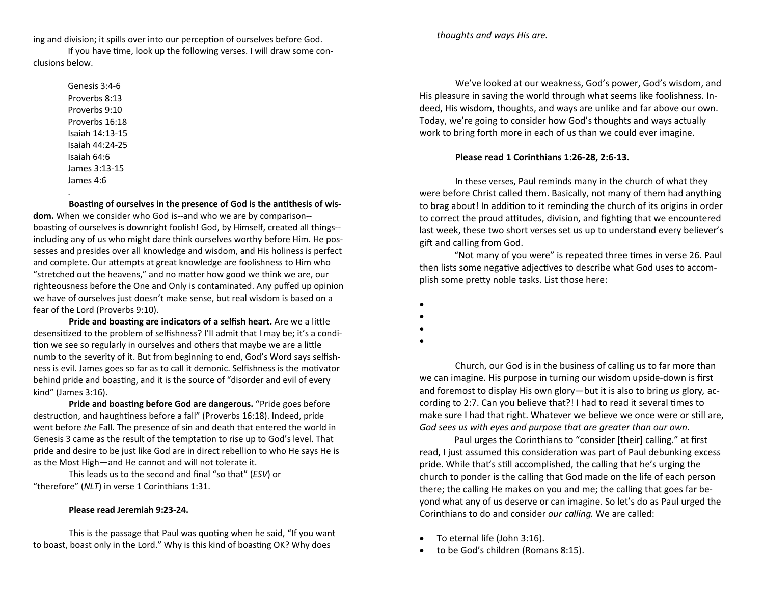ing and division; it spills over into our perception of ourselves before God.

If you have time, look up the following verses. I will draw some conclusions below.

Genesis 3:4-6
Proverbs 8:13
Proverbs 9:10
Proverbs 16:18
Isaiah 14:13-15
Isaiah 44:24-25
Isaiah 64:6
James 3:13-15
James 4:6

.

**Boasting of ourselves in the presence of God is the antithesis of wisdom.** When we consider who God is--and who we are by comparison--boasting of ourselves is downright foolish! God, by Himself, created all things--including any of us who might dare think ourselves worthy before Him. He possesses and presides over all knowledge and wisdom, and His holiness is perfect and complete. Our attempts at great knowledge are foolishness to Him who "stretched out the heavens," and no matter how good we think we are, our righteousness before the One and Only is contaminated. Any puffed up opinion we have of ourselves just doesn't make sense, but real wisdom is based on a fear of the Lord (Proverbs 9:10).

**Pride and boasting are indicators of a selfish heart.** Are we a little desensitized to the problem of selfishness? I'll admit that I may be; it's a condition we see so regularly in ourselves and others that maybe we are a little numb to the severity of it. But from beginning to end, God's Word says selfishness is evil. James goes so far as to call it demonic. Selfishness is the motivator behind pride and boasting, and it is the source of "disorder and evil of every kind" (James 3:16).

**Pride and boasting before God are dangerous.** "Pride goes before destruction, and haughtiness before a fall" (Proverbs 16:18). Indeed, pride went before *the* Fall. The presence of sin and death that entered the world in Genesis 3 came as the result of the temptation to rise up to God's level. That pride and desire to be just like God are in direct rebellion to who He says He is as the Most High—and He cannot and will not tolerate it.

This leads us to the second and final "so that" (*ESV*) or "therefore" (*NLT*) in verse 1 Corinthians 1:31.

**Please read Jeremiah 9:23-24.**

This is the passage that Paul was quoting when he said, "If you want to boast, boast only in the Lord." Why is this kind of boasting OK? Why does

*thoughts and ways His are.*

We've looked at our weakness, God's power, God's wisdom, and His pleasure in saving the world through what seems like foolishness. Indeed, His wisdom, thoughts, and ways are unlike and far above our own. Today, we're going to consider how God's thoughts and ways actually work to bring forth more in each of us than we could ever imagine.

**Please read 1 Corinthians 1:26-28, 2:6-13.**

In these verses, Paul reminds many in the church of what they were before Christ called them. Basically, not many of them had anything to brag about! In addition to it reminding the church of its origins in order to correct the proud attitudes, division, and fighting that we encountered last week, these two short verses set us up to understand every believer's gift and calling from God.

"Not many of you were" is repeated three times in verse 26. Paul then lists some negative adjectives to describe what God uses to accomplish some pretty noble tasks. List those here:

- 
- 
- 
- 

Church, our God is in the business of calling us to far more than we can imagine. His purpose in turning our wisdom upside-down is first and foremost to display His own glory—but it is also to bring *us* glory*,* according to 2:7. Can you believe that?! I had to read it several times to make sure I had that right. Whatever we believe we once were or still are, *God sees us with eyes and purpose that are greater than our own.*

Paul urges the Corinthians to "consider [their] calling." at first read, I just assumed this consideration was part of Paul debunking excess pride. While that's still accomplished, the calling that he's urging the church to ponder is the calling that God made on the life of each person there; the calling He makes on you and me; the calling that goes far beyond what any of us deserve or can imagine. So let's do as Paul urged the Corinthians to do and consider *our calling.* We are called:

- To eternal life (John 3:16).
- to be God's children (Romans 8:15).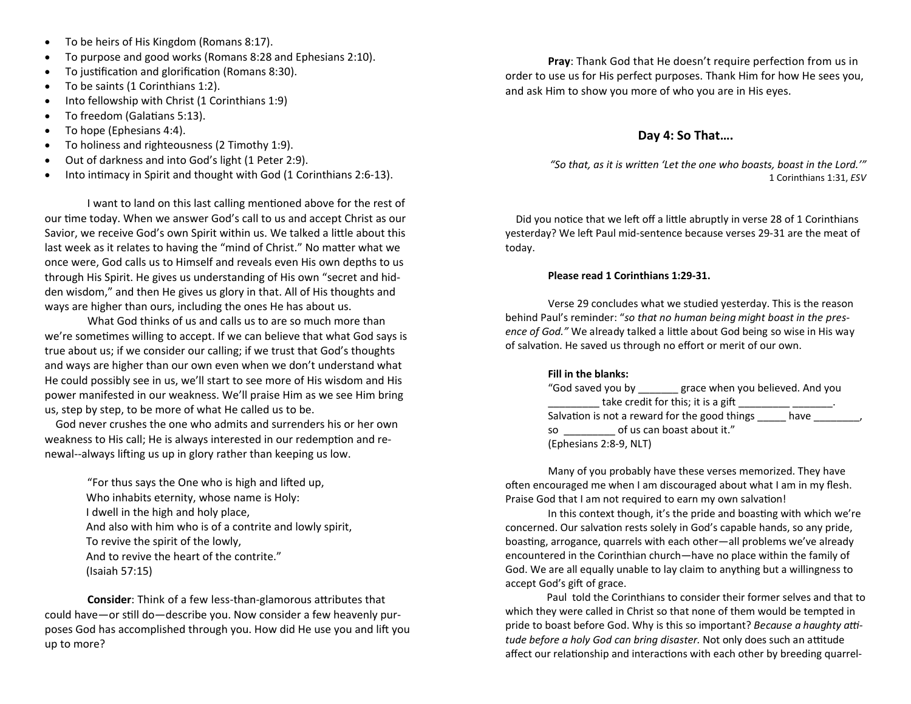- To be heirs of His Kingdom (Romans 8:17).
- To purpose and good works (Romans 8:28 and Ephesians 2:10).
- To justification and glorification (Romans 8:30).
- To be saints (1 Corinthians 1:2).
- Into fellowship with Christ (1 Corinthians 1:9)
- To freedom (Galatians 5:13).
- To hope (Ephesians 4:4).
- To holiness and righteousness (2 Timothy 1:9).
- Out of darkness and into God's light (1 Peter 2:9).
- Into intimacy in Spirit and thought with God (1 Corinthians 2:6-13).

I want to land on this last calling mentioned above for the rest of our time today. When we answer God's call to us and accept Christ as our Savior, we receive God's own Spirit within us. We talked a little about this last week as it relates to having the "mind of Christ." No matter what we once were, God calls us to Himself and reveals even His own depths to us through His Spirit. He gives us understanding of His own "secret and hidden wisdom," and then He gives us glory in that. All of His thoughts and ways are higher than ours, including the ones He has about us.

What God thinks of us and calls us to are so much more than we're sometimes willing to accept. If we can believe that what God says is true about us; if we consider our calling; if we trust that God's thoughts and ways are higher than our own even when we don't understand what He could possibly see in us, we'll start to see more of His wisdom and His power manifested in our weakness. We'll praise Him as we see Him bring us, step by step, to be more of what He called us to be.

God never crushes the one who admits and surrenders his or her own weakness to His call; He is always interested in our redemption and renewal--always lifting us up in glory rather than keeping us low.

> "For thus says the One who is high and lifted up,
> Who inhabits eternity, whose name is Holy:
> I dwell in the high and holy place,
> And also with him who is of a contrite and lowly spirit,
> To revive the spirit of the lowly,
> And to revive the heart of the contrite."
> (Isaiah 57:15)

**Consider**: Think of a few less-than-glamorous attributes that could have—or still do—describe you. Now consider a few heavenly purposes God has accomplished through you. How did He use you and lift you up to more?

**Pray**: Thank God that He doesn't require perfection from us in order to use us for His perfect purposes. Thank Him for how He sees you, and ask Him to show you more of who you are in His eyes.

## Day 4: So That….

*"So that, as it is written 'Let the one who boasts, boast in the Lord.'"*
1 Corinthians 1:31, *ESV*

Did you notice that we left off a little abruptly in verse 28 of 1 Corinthians yesterday? We left Paul mid-sentence because verses 29-31 are the meat of today.

**Please read 1 Corinthians 1:29-31.**

Verse 29 concludes what we studied yesterday. This is the reason behind Paul's reminder: "*so that no human being might boast in the presence of God."* We already talked a little about God being so wise in His way of salvation. He saved us through no effort or merit of our own.

**Fill in the blanks:**

"God saved you by _______ grace when you believed. And you _________ take credit for this; it is a gift _________ _______. Salvation is not a reward for the good things _____ have ________, so _________ of us can boast about it."
(Ephesians 2:8-9, NLT)

Many of you probably have these verses memorized. They have often encouraged me when I am discouraged about what I am in my flesh. Praise God that I am not required to earn my own salvation!

In this context though, it's the pride and boasting with which we're concerned. Our salvation rests solely in God's capable hands, so any pride, boasting, arrogance, quarrels with each other—all problems we've already encountered in the Corinthian church—have no place within the family of God. We are all equally unable to lay claim to anything but a willingness to accept God's gift of grace.

Paul told the Corinthians to consider their former selves and that to which they were called in Christ so that none of them would be tempted in pride to boast before God. Why is this so important? *Because a haughty attitude before a holy God can bring disaster.* Not only does such an attitude affect our relationship and interactions with each other by breeding quarrel-